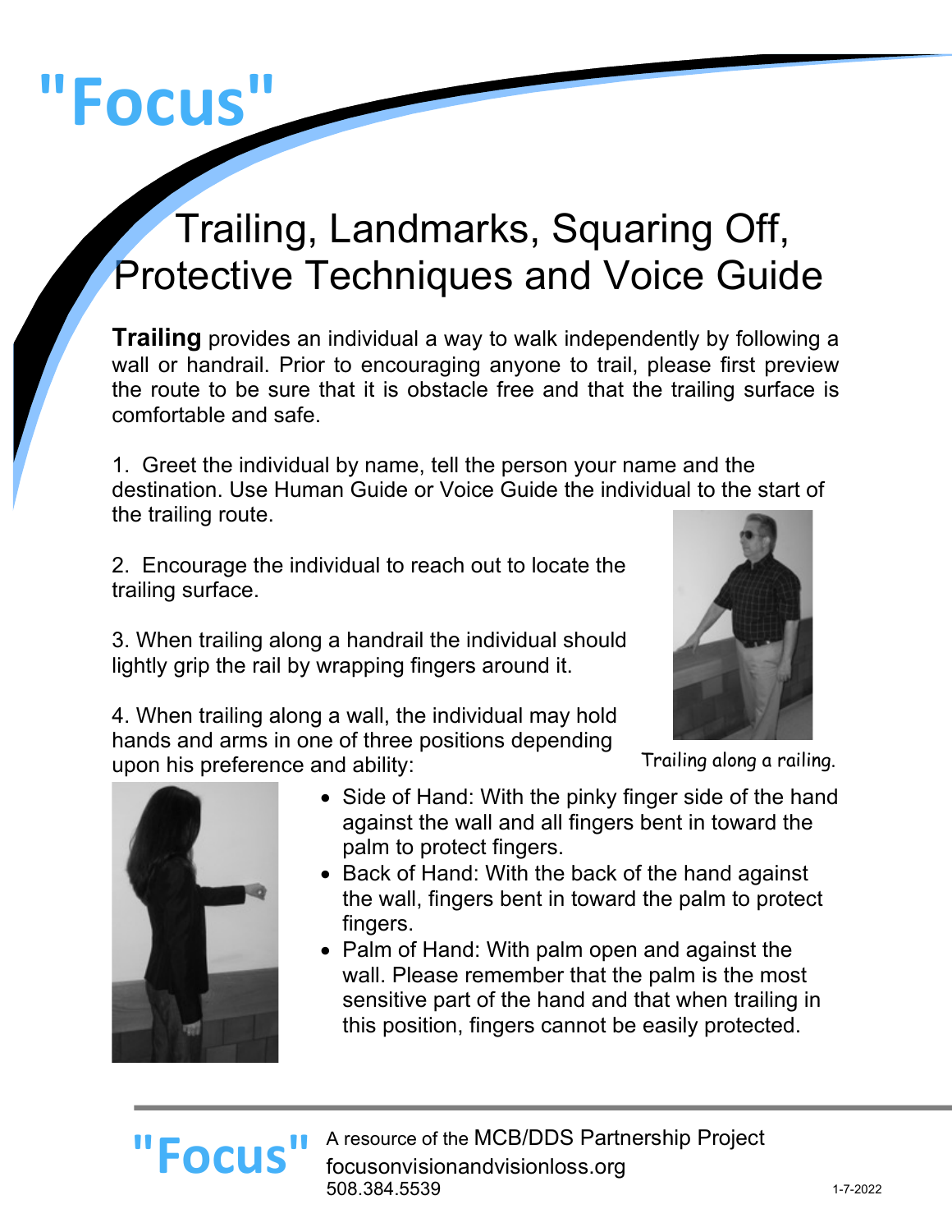# "Focus"

## Trailing, Landmarks, Squaring Off, Protective Techniques and Voice Guide

**Trailing** provides an individual a way to walk independently by following a wall or handrail. Prior to encouraging anyone to trail, please first preview the route to be sure that it is obstacle free and that the trailing surface is comfortable and safe.

1. Greet the individual by name, tell the person your name and the destination. Use Human Guide or Voice Guide the individual to the start of the trailing route.

2. Encourage the individual to reach out to locate the trailing surface.

3. When trailing along a handrail the individual should lightly grip the rail by wrapping fingers around it.

Trailing along a railing.

4. When trailing along a wall, the individual may hold hands and arms in one of three positions depending upon his preference and ability:

- Side of Hand: With the pinky finger side of the hand against the wall and all fingers bent in toward the palm to protect fingers.
- Back of Hand: With the back of the hand against the wall, fingers bent in toward the palm to protect fingers.
- Palm of Hand: With palm open and against the wall. Please remember that the palm is the most sensitive part of the hand and that when trailing in this position, fingers cannot be easily protected.

"Focus" A resource of the MCB/DDS Partnership Project
focusonvisionandvisionloss.org
508.384.5539

1-7-2022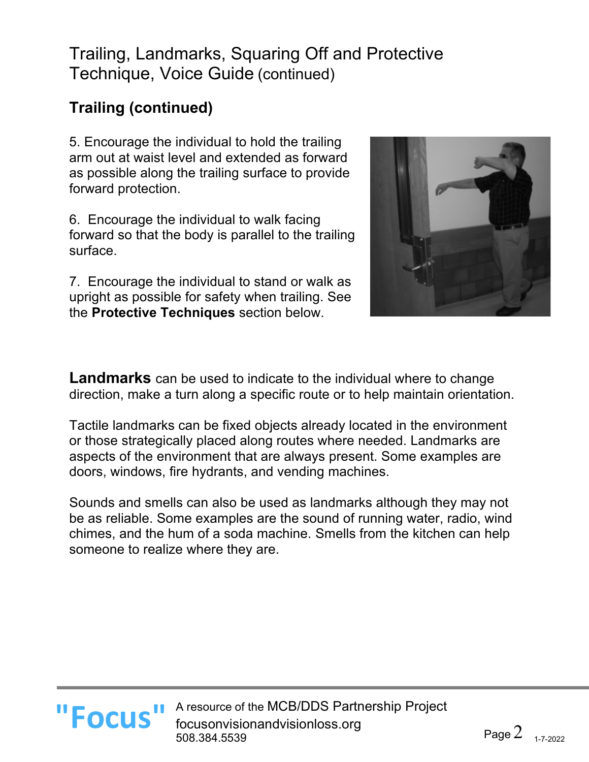# Trailing, Landmarks, Squaring Off and Protective Technique, Voice Guide (continued)

## Trailing (continued)

5. Encourage the individual to hold the trailing arm out at waist level and extended as forward as possible along the trailing surface to provide forward protection.

6. Encourage the individual to walk facing forward so that the body is parallel to the trailing surface.

7. Encourage the individual to stand or walk as upright as possible for safety when trailing. See the **Protective Techniques** section below.

**Landmarks** can be used to indicate to the individual where to change direction, make a turn along a specific route or to help maintain orientation.

Tactile landmarks can be fixed objects already located in the environment or those strategically placed along routes where needed. Landmarks are aspects of the environment that are always present. Some examples are doors, windows, fire hydrants, and vending machines.

Sounds and smells can also be used as landmarks although they may not be as reliable. Some examples are the sound of running water, radio, wind chimes, and the hum of a soda machine. Smells from the kitchen can help someone to realize where they are.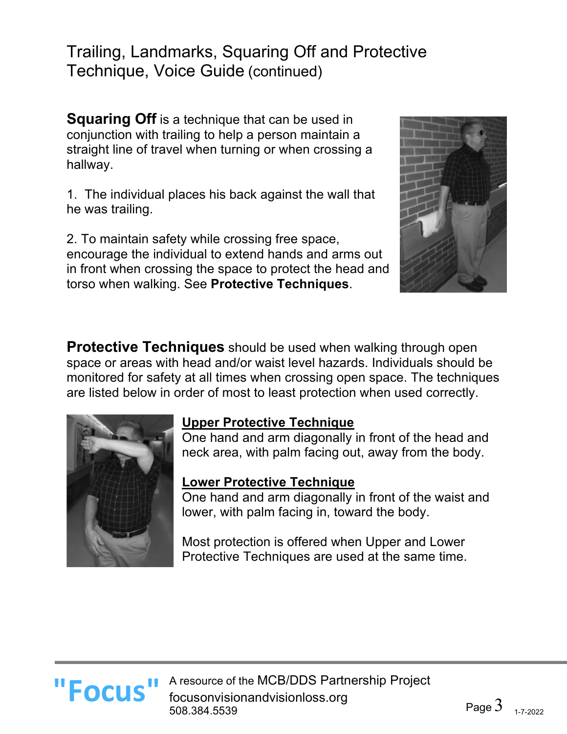# Trailing, Landmarks, Squaring Off and Protective Technique, Voice Guide (continued)

**Squaring Off** is a technique that can be used in conjunction with trailing to help a person maintain a straight line of travel when turning or when crossing a hallway.

1. The individual places his back against the wall that he was trailing.

2. To maintain safety while crossing free space, encourage the individual to extend hands and arms out in front when crossing the space to protect the head and torso when walking. See **Protective Techniques**.

**Protective Techniques** should be used when walking through open space or areas with head and/or waist level hazards. Individuals should be monitored for safety at all times when crossing open space. The techniques are listed below in order of most to least protection when used correctly.

**Upper Protective Technique**
One hand and arm diagonally in front of the head and neck area, with palm facing out, away from the body.

**Lower Protective Technique**
One hand and arm diagonally in front of the waist and lower, with palm facing in, toward the body.

Most protection is offered when Upper and Lower Protective Techniques are used at the same time.

"Focus" A resource of the MCB/DDS Partnership Project
focusonvisionandvisionloss.org
508.384.5539

1-7-2022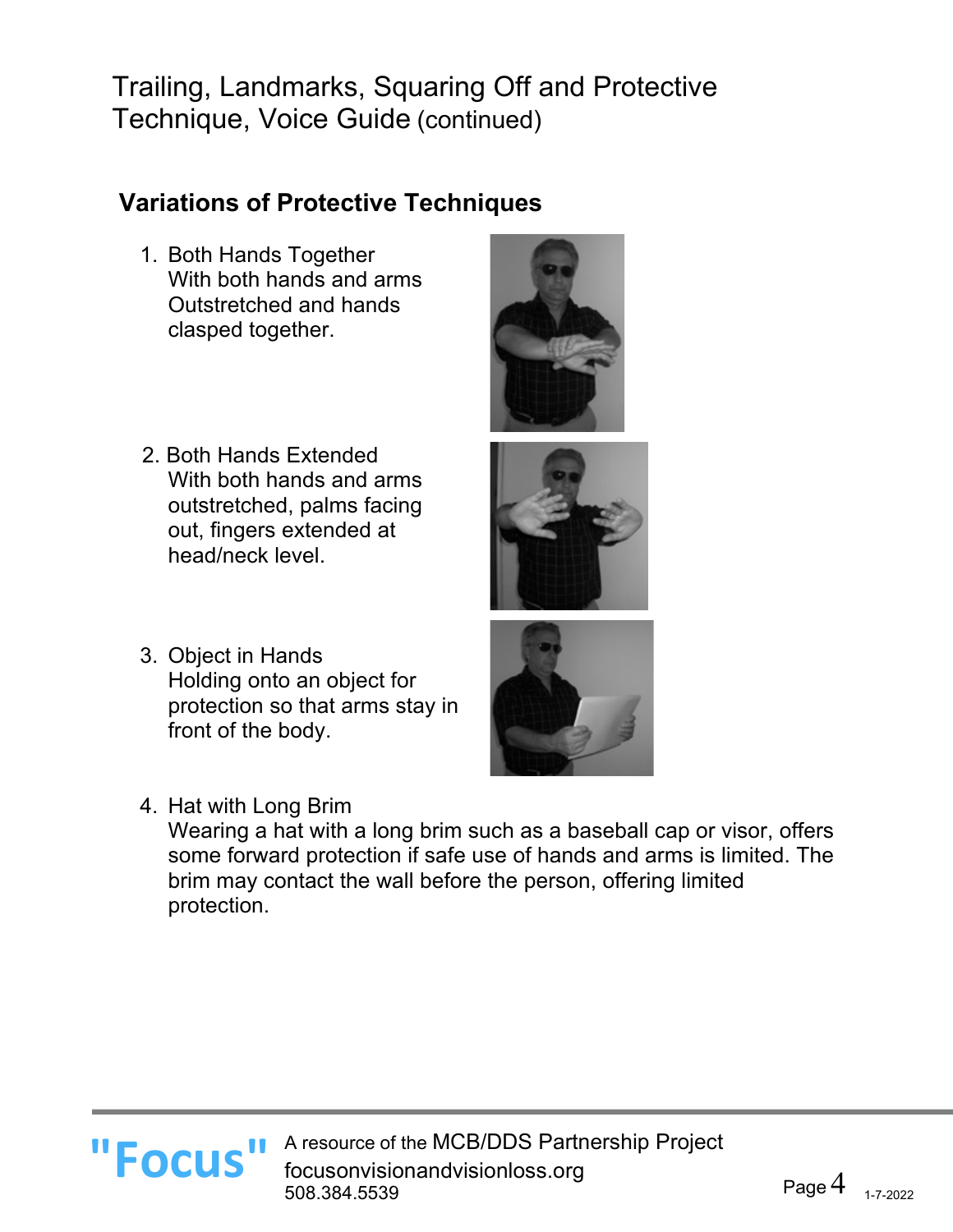# Trailing, Landmarks, Squaring Off and Protective Technique, Voice Guide (continued)

## Variations of Protective Techniques

1. Both Hands Together
   With both hands and arms Outstretched and hands clasped together.

2. Both Hands Extended
   With both hands and arms outstretched, palms facing out, fingers extended at head/neck level.

3. Object in Hands
   Holding onto an object for protection so that arms stay in front of the body.

4. Hat with Long Brim
   Wearing a hat with a long brim such as a baseball cap or visor, offers some forward protection if safe use of hands and arms is limited. The brim may contact the wall before the person, offering limited protection.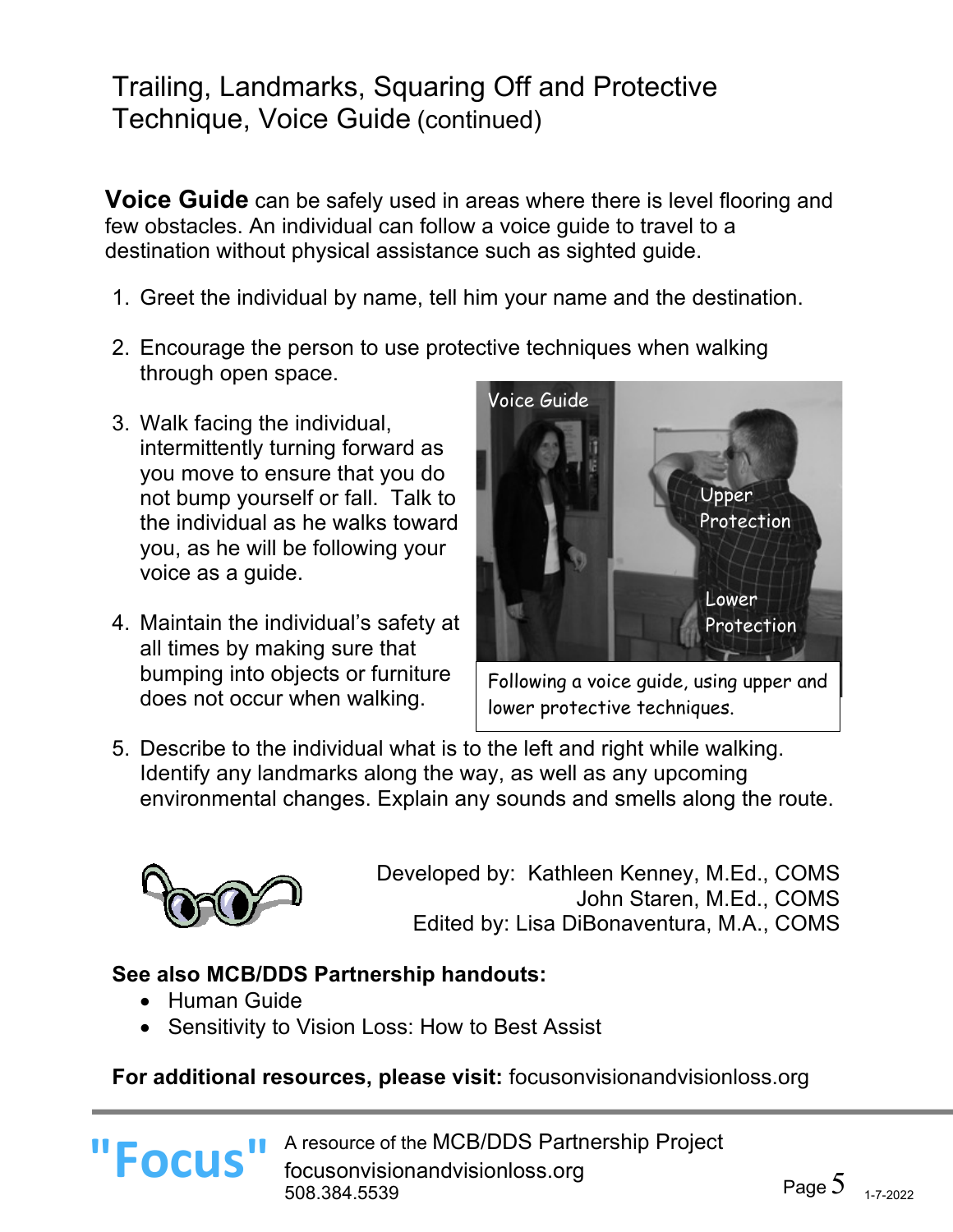# Trailing, Landmarks, Squaring Off and Protective Technique, Voice Guide (continued)

**Voice Guide** can be safely used in areas where there is level flooring and few obstacles. An individual can follow a voice guide to travel to a destination without physical assistance such as sighted guide.

1. Greet the individual by name, tell him your name and the destination.
2. Encourage the person to use protective techniques when walking through open space.
3. Walk facing the individual, intermittently turning forward as you move to ensure that you do not bump yourself or fall. Talk to the individual as he walks toward you, as he will be following your voice as a guide.
4. Maintain the individual's safety at all times by making sure that bumping into objects or furniture does not occur when walking.
5. Describe to the individual what is to the left and right while walking. Identify any landmarks along the way, as well as any upcoming environmental changes. Explain any sounds and smells along the route.

Voice Guide

Upper Protection

Lower Protection

Following a voice guide, using upper and lower protective techniques.

Developed by: Kathleen Kenney, M.Ed., COMS
John Staren, M.Ed., COMS
Edited by: Lisa DiBonaventura, M.A., COMS

**See also MCB/DDS Partnership handouts:**

- Human Guide
- Sensitivity to Vision Loss: How to Best Assist

**For additional resources, please visit:** focusonvisionandvisionloss.org

"Focus" A resource of the MCB/DDS Partnership Project
focusonvisionandvisionloss.org
508.384.5539

1-7-2022